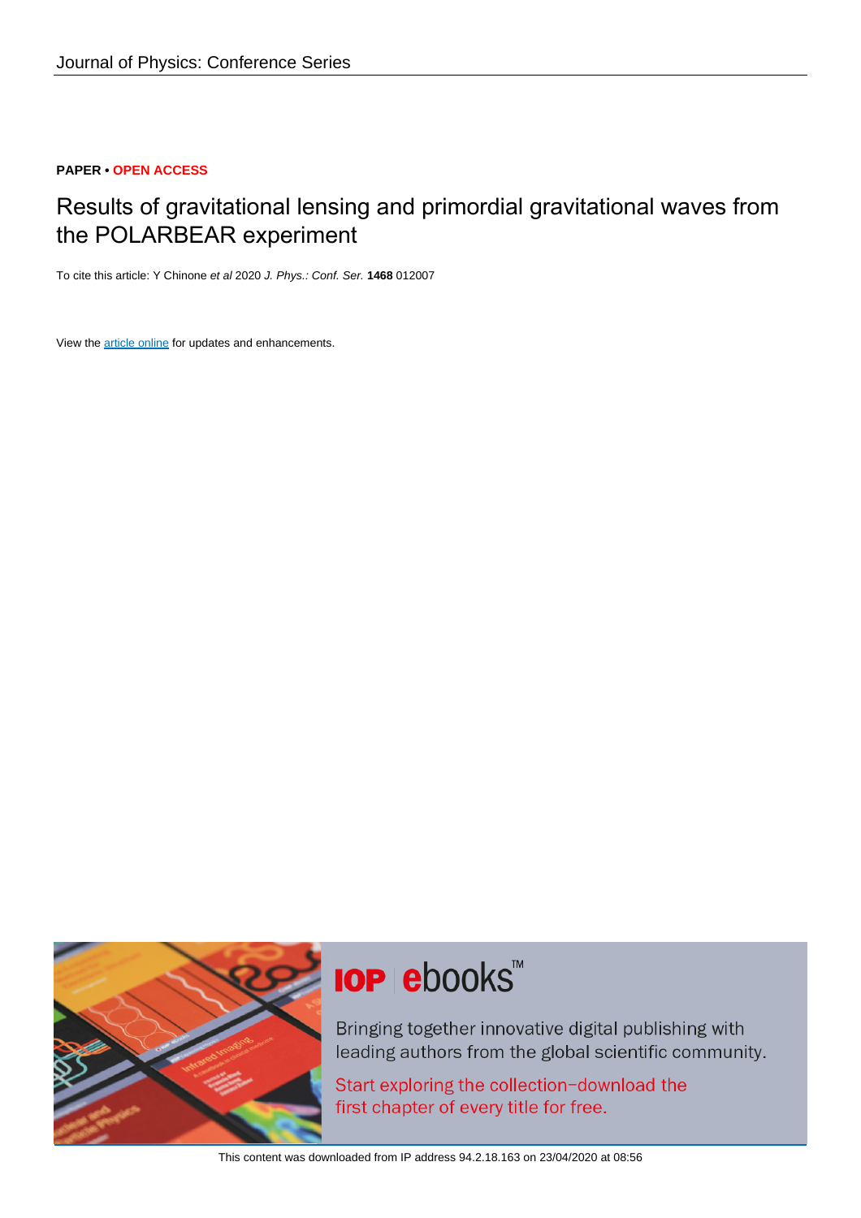Journal of Physics: Conference Series

**PAPER • OPEN ACCESS**

# Results of gravitational lensing and primordial gravitational waves from the POLARBEAR experiment

To cite this article: Y Chinone *et al* 2020 *J. Phys.: Conf. Ser.* **1468** 012007

View the article online for updates and enhancements.

IOP ebooks™

Bringing together innovative digital publishing with leading authors from the global scientific community.

Start exploring the collection–download the first chapter of every title for free.

This content was downloaded from IP address 94.2.18.163 on 23/04/2020 at 08:56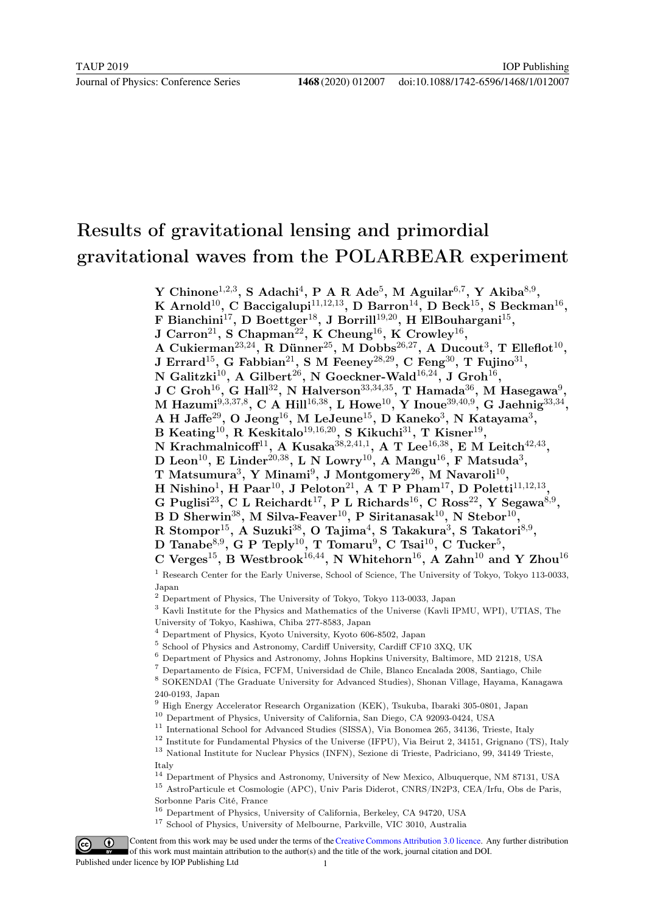# Results of gravitational lensing and primordial gravitational waves from the POLARBEAR experiment

**Y Chinone[1,2,3], S Adachi[4], P A R Ade[5], M Aguilar[6,7], Y Akiba[8,9], K Arnold[10], C Baccigalupi[11,12,13], D Barron[14], D Beck[15], S Beckman[16], F Bianchini[17], D Boettger[18], J Borrill[19,20], H ElBouhargani[15], J Carron[21], S Chapman[22], K Cheung[16], K Crowley[16], A Cukierman[23,24], R Dünner[25], M Dobbs[26,27], A Ducout[3], T Elleflot[10], J Errard[15], G Fabbian[21], S M Feeney[28,29], C Feng[30], T Fujino[31], N Galitzki[10], A Gilbert[26], N Goeckner-Wald[16,24], J Groh[16], J C Groh[16], G Hall[32], N Halverson[33,34,35], T Hamada[36], M Hasegawa[9], M Hazumi[9,3,37,8], C A Hill[16,38], L Howe[10], Y Inoue[39,40,9], G Jaehnig[33,34], A H Jaffe[29], O Jeong[16], M LeJeune[15], D Kaneko[3], N Katayama[3], B Keating[10], R Keskitalo[19,16,20], S Kikuchi[31], T Kisner[19], N Krachmalnicoff[11], A Kusaka[38,2,41,1], A T Lee[16,38], E M Leitch[42,43], D Leon[10], E Linder[20,38], L N Lowry[10], A Mangu[16], F Matsuda[3], T Matsumura[3], Y Minami[9], J Montgomery[26], M Navaroli[10], H Nishino[1], H Paar[10], J Peloton[21], A T P Pham[17], D Poletti[11,12,13], G Puglisi[23], C L Reichardt[17], P L Richards[16], C Ross[22], Y Segawa[8,9], B D Sherwin[38], M Silva-Feaver[10], P Siritanasak[10], N Stebor[10], R Stompor[15], A Suzuki[38], O Tajima[4], S Takakura[3], S Takatori[8,9], D Tanabe[8,9], G P Teply[10], T Tomaru[9], C Tsai[10], C Tucker[5], C Verges[15], B Westbrook[16,44], N Whitehorn[16], A Zahn[10] and Y Zhou[16]**

[1] Research Center for the Early Universe, School of Science, The University of Tokyo, Tokyo 113-0033, Japan

[2] Department of Physics, The University of Tokyo, Tokyo 113-0033, Japan

[3] Kavli Institute for the Physics and Mathematics of the Universe (Kavli IPMU, WPI), UTIAS, The University of Tokyo, Kashiwa, Chiba 277-8583, Japan

[4] Department of Physics, Kyoto University, Kyoto 606-8502, Japan

[5] School of Physics and Astronomy, Cardiff University, Cardiff CF10 3XQ, UK

[6] Department of Physics and Astronomy, Johns Hopkins University, Baltimore, MD 21218, USA

[7] Departamento de Física, FCFM, Universidad de Chile, Blanco Encalada 2008, Santiago, Chile

[8] SOKENDAI (The Graduate University for Advanced Studies), Shonan Village, Hayama, Kanagawa 240-0193, Japan

[9] High Energy Accelerator Research Organization (KEK), Tsukuba, Ibaraki 305-0801, Japan

[10] Department of Physics, University of California, San Diego, CA 92093-0424, USA

[11] International School for Advanced Studies (SISSA), Via Bonomea 265, 34136, Trieste, Italy

[12] Institute for Fundamental Physics of the Universe (IFPU), Via Beirut 2, 34151, Grignano (TS), Italy

[13] National Institute for Nuclear Physics (INFN), Sezione di Trieste, Padriciano, 99, 34149 Trieste, Italy

[14] Department of Physics and Astronomy, University of New Mexico, Albuquerque, NM 87131, USA

[15] AstroParticule et Cosmologie (APC), Univ Paris Diderot, CNRS/IN2P3, CEA/Irfu, Obs de Paris, Sorbonne Paris Cité, France

[16] Department of Physics, University of California, Berkeley, CA 94720, USA

[17] School of Physics, University of Melbourne, Parkville, VIC 3010, Australia

Content from this work may be used under the terms of the Creative Commons Attribution 3.0 licence. Any further distribution of this work must maintain attribution to the author(s) and the title of the work, journal citation and DOI.

Published under licence by IOP Publishing Ltd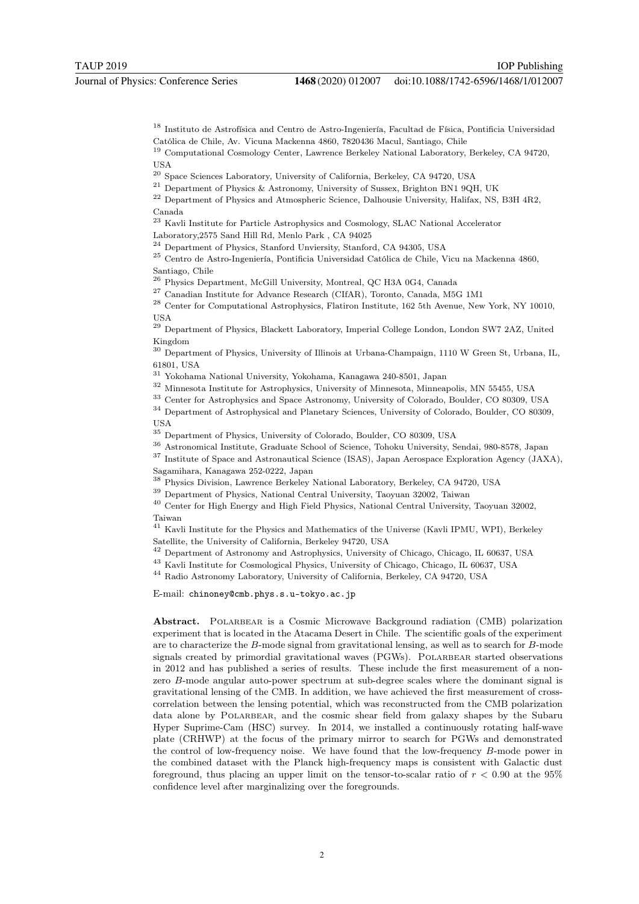[18] Instituto de Astrofísica and Centro de Astro-Ingeniería, Facultad de Física, Pontificia Universidad Católica de Chile, Av. Vicuna Mackenna 4860, 7820436 Macul, Santiago, Chile

[19] Computational Cosmology Center, Lawrence Berkeley National Laboratory, Berkeley, CA 94720, USA

[20] Space Sciences Laboratory, University of California, Berkeley, CA 94720, USA

[21] Department of Physics & Astronomy, University of Sussex, Brighton BN1 9QH, UK

[22] Department of Physics and Atmospheric Science, Dalhousie University, Halifax, NS, B3H 4R2, Canada

[23] Kavli Institute for Particle Astrophysics and Cosmology, SLAC National Accelerator Laboratory,2575 Sand Hill Rd, Menlo Park , CA 94025

[24] Department of Physics, Stanford Unviersity, Stanford, CA 94305, USA

[25] Centro de Astro-Ingeniería, Pontificia Universidad Católica de Chile, Vicu na Mackenna 4860, Santiago, Chile

[26] Physics Department, McGill University, Montreal, QC H3A 0G4, Canada

[27] Canadian Institute for Advance Research (CIfAR), Toronto, Canada, M5G 1M1

[28] Center for Computational Astrophysics, Flatiron Institute, 162 5th Avenue, New York, NY 10010, USA

[29] Department of Physics, Blackett Laboratory, Imperial College London, London SW7 2AZ, United Kingdom

[30] Department of Physics, University of Illinois at Urbana-Champaign, 1110 W Green St, Urbana, IL, 61801, USA

[31] Yokohama National University, Yokohama, Kanagawa 240-8501, Japan

[32] Minnesota Institute for Astrophysics, University of Minnesota, Minneapolis, MN 55455, USA

[33] Center for Astrophysics and Space Astronomy, University of Colorado, Boulder, CO 80309, USA

[34] Department of Astrophysical and Planetary Sciences, University of Colorado, Boulder, CO 80309, USA

[35] Department of Physics, University of Colorado, Boulder, CO 80309, USA

[36] Astronomical Institute, Graduate School of Science, Tohoku University, Sendai, 980-8578, Japan

[37] Institute of Space and Astronautical Science (ISAS), Japan Aerospace Exploration Agency (JAXA), Sagamihara, Kanagawa 252-0222, Japan

[38] Physics Division, Lawrence Berkeley National Laboratory, Berkeley, CA 94720, USA

[39] Department of Physics, National Central University, Taoyuan 32002, Taiwan

[40] Center for High Energy and High Field Physics, National Central University, Taoyuan 32002, Taiwan

[41] Kavli Institute for the Physics and Mathematics of the Universe (Kavli IPMU, WPI), Berkeley Satellite, the University of California, Berkeley 94720, USA

[42] Department of Astronomy and Astrophysics, University of Chicago, Chicago, IL 60637, USA

[43] Kavli Institute for Cosmological Physics, University of Chicago, Chicago, IL 60637, USA

[44] Radio Astronomy Laboratory, University of California, Berkeley, CA 94720, USA

E-mail: chinoney@cmb.phys.s.u-tokyo.ac.jp

**Abstract.** POLARBEAR is a Cosmic Microwave Background radiation (CMB) polarization experiment that is located in the Atacama Desert in Chile. The scientific goals of the experiment are to characterize the $B$-mode signal from gravitational lensing, as well as to search for $B$-mode signals created by primordial gravitational waves (PGWs). POLARBEAR started observations in 2012 and has published a series of results. These include the first measurement of a non-zero $B$-mode angular auto-power spectrum at sub-degree scales where the dominant signal is gravitational lensing of the CMB. In addition, we have achieved the first measurement of cross-correlation between the lensing potential, which was reconstructed from the CMB polarization data alone by POLARBEAR, and the cosmic shear field from galaxy shapes by the Subaru Hyper Suprime-Cam (HSC) survey. In 2014, we installed a continuously rotating half-wave plate (CRHWP) at the focus of the primary mirror to search for PGWs and demonstrated the control of low-frequency noise. We have found that the low-frequency $B$-mode power in the combined dataset with the Planck high-frequency maps is consistent with Galactic dust foreground, thus placing an upper limit on the tensor-to-scalar ratio of $r < 0.90$ at the 95% confidence level after marginalizing over the foregrounds.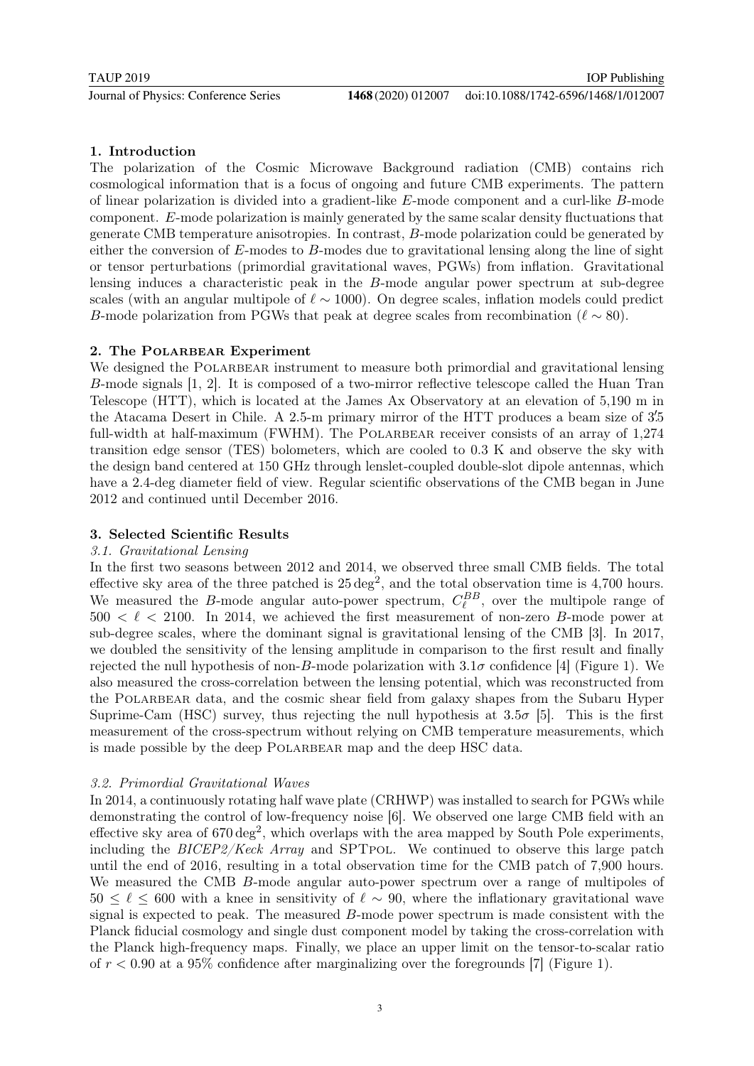## 1. Introduction

The polarization of the Cosmic Microwave Background radiation (CMB) contains rich cosmological information that is a focus of ongoing and future CMB experiments. The pattern of linear polarization is divided into a gradient-like $E$-mode component and a curl-like $B$-mode component. $E$-mode polarization is mainly generated by the same scalar density fluctuations that generate CMB temperature anisotropies. In contrast, $B$-mode polarization could be generated by either the conversion of $E$-modes to $B$-modes due to gravitational lensing along the line of sight or tensor perturbations (primordial gravitational waves, PGWs) from inflation. Gravitational lensing induces a characteristic peak in the $B$-mode angular power spectrum at sub-degree scales (with an angular multipole of $\ell \sim 1000$). On degree scales, inflation models could predict $B$-mode polarization from PGWs that peak at degree scales from recombination ($\ell \sim 80$).

## 2. The Polarbear Experiment

We designed the Polarbear instrument to measure both primordial and gravitational lensing $B$-mode signals [1, 2]. It is composed of a two-mirror reflective telescope called the Huan Tran Telescope (HTT), which is located at the James Ax Observatory at an elevation of 5,190 m in the Atacama Desert in Chile. A 2.5-m primary mirror of the HTT produces a beam size of $3.'5$ full-width at half-maximum (FWHM). The Polarbear receiver consists of an array of 1,274 transition edge sensor (TES) bolometers, which are cooled to 0.3 K and observe the sky with the design band centered at 150 GHz through lenslet-coupled double-slot dipole antennas, which have a 2.4-deg diameter field of view. Regular scientific observations of the CMB began in June 2012 and continued until December 2016.

## 3. Selected Scientific Results

### 3.1. Gravitational Lensing

In the first two seasons between 2012 and 2014, we observed three small CMB fields. The total effective sky area of the three patched is $25\,\text{deg}^2$, and the total observation time is 4,700 hours. We measured the $B$-mode angular auto-power spectrum, $C_\ell^{BB}$, over the multipole range of $500 < \ell < 2100$. In 2014, we achieved the first measurement of non-zero $B$-mode power at sub-degree scales, where the dominant signal is gravitational lensing of the CMB [3]. In 2017, we doubled the sensitivity of the lensing amplitude in comparison to the first result and finally rejected the null hypothesis of non-$B$-mode polarization with $3.1\sigma$ confidence [4] (Figure 1). We also measured the cross-correlation between the lensing potential, which was reconstructed from the Polarbear data, and the cosmic shear field from galaxy shapes from the Subaru Hyper Suprime-Cam (HSC) survey, thus rejecting the null hypothesis at $3.5\sigma$ [5]. This is the first measurement of the cross-spectrum without relying on CMB temperature measurements, which is made possible by the deep Polarbear map and the deep HSC data.

### 3.2. Primordial Gravitational Waves

In 2014, a continuously rotating half wave plate (CRHWP) was installed to search for PGWs while demonstrating the control of low-frequency noise [6]. We observed one large CMB field with an effective sky area of $670\,\text{deg}^2$, which overlaps with the area mapped by South Pole experiments, including the *BICEP2/Keck Array* and SPTpol. We continued to observe this large patch until the end of 2016, resulting in a total observation time for the CMB patch of 7,900 hours. We measured the CMB $B$-mode angular auto-power spectrum over a range of multipoles of $50 \leq \ell \leq 600$ with a knee in sensitivity of $\ell \sim 90$, where the inflationary gravitational wave signal is expected to peak. The measured $B$-mode power spectrum is made consistent with the Planck fiducial cosmology and single dust component model by taking the cross-correlation with the Planck high-frequency maps. Finally, we place an upper limit on the tensor-to-scalar ratio of $r < 0.90$ at a 95% confidence after marginalizing over the foregrounds [7] (Figure 1).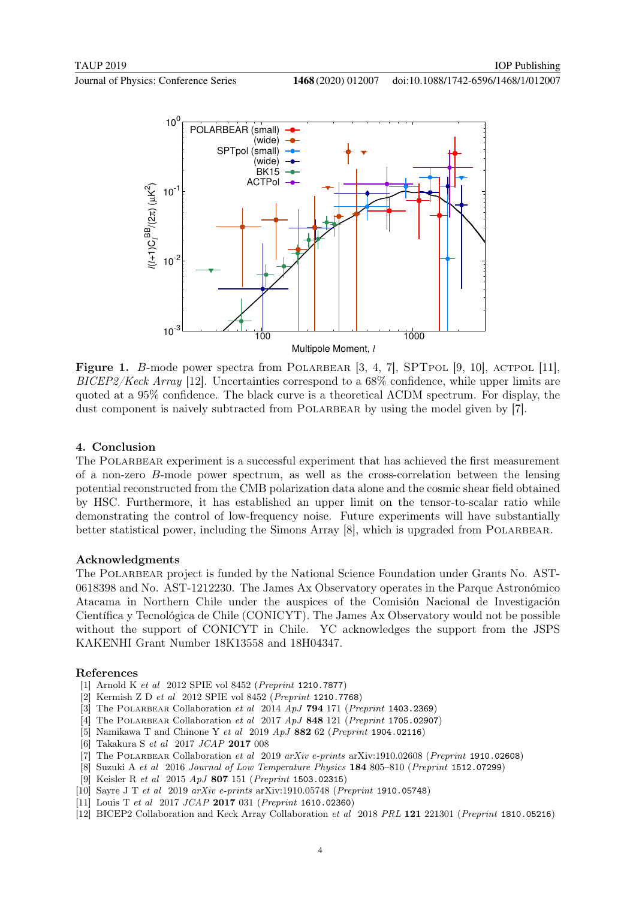$10^0$

$10^{-1}$

$10^{-2}$

$10^{-3}$

100

1000

Multipole Moment, $l$

$l(l+1)C_l^{BB}/(2\pi)$ ($\mu K^2$)

POLARBEAR (small)

(wide)

SPTpol (small)

(wide)

BK15

ACTPol

**Figure 1.** *B*-mode power spectra from POLARBEAR [3, 4, 7], SPTPOL [9, 10], ACTPOL [11], *BICEP2/Keck Array* [12]. Uncertainties correspond to a 68% confidence, while upper limits are quoted at a 95% confidence. The black curve is a theoretical ΛCDM spectrum. For display, the dust component is naively subtracted from POLARBEAR by using the model given by [7].

## 4. Conclusion

The POLARBEAR experiment is a successful experiment that has achieved the first measurement of a non-zero *B*-mode power spectrum, as well as the cross-correlation between the lensing potential reconstructed from the CMB polarization data alone and the cosmic shear field obtained by HSC. Furthermore, it has established an upper limit on the tensor-to-scalar ratio while demonstrating the control of low-frequency noise. Future experiments will have substantially better statistical power, including the Simons Array [8], which is upgraded from POLARBEAR.

## Acknowledgments

The POLARBEAR project is funded by the National Science Foundation under Grants No. AST-0618398 and No. AST-1212230. The James Ax Observatory operates in the Parque Astronómico Atacama in Northern Chile under the auspices of the Comisión Nacional de Investigación Científica y Tecnológica de Chile (CONICYT). The James Ax Observatory would not be possible without the support of CONICYT in Chile. YC acknowledges the support from the JSPS KAKENHI Grant Number 18K13558 and 18H04347.

## References

[1] Arnold K *et al* 2012 SPIE vol 8452 (*Preprint* 1210.7877)

[2] Kermish Z D *et al* 2012 SPIE vol 8452 (*Preprint* 1210.7768)

[3] The POLARBEAR Collaboration *et al* 2014 *ApJ* **794** 171 (*Preprint* 1403.2369)

[4] The POLARBEAR Collaboration *et al* 2017 *ApJ* **848** 121 (*Preprint* 1705.02907)

[5] Namikawa T and Chinone Y *et al* 2019 *ApJ* **882** 62 (*Preprint* 1904.02116)

[6] Takakura S *et al* 2017 *JCAP* **2017** 008

[7] The POLARBEAR Collaboration *et al* 2019 *arXiv e-prints* arXiv:1910.02608 (*Preprint* 1910.02608)

[8] Suzuki A *et al* 2016 *Journal of Low Temperature Physics* **184** 805–810 (*Preprint* 1512.07299)

[9] Keisler R *et al* 2015 *ApJ* **807** 151 (*Preprint* 1503.02315)

[10] Sayre J T *et al* 2019 *arXiv e-prints* arXiv:1910.05748 (*Preprint* 1910.05748)

[11] Louis T *et al* 2017 *JCAP* **2017** 031 (*Preprint* 1610.02360)

[12] BICEP2 Collaboration and Keck Array Collaboration *et al* 2018 *PRL* **121** 221301 (*Preprint* 1810.05216)